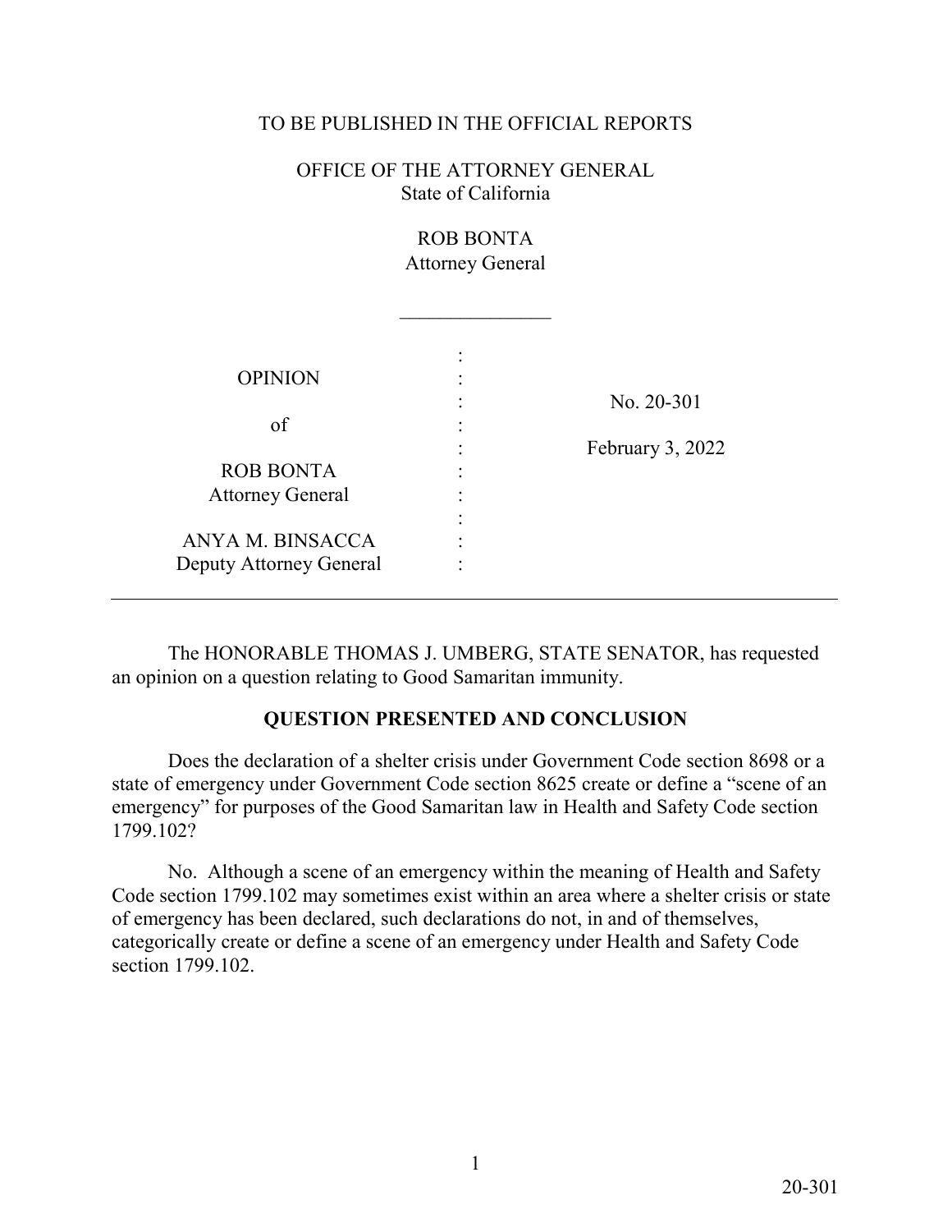TO BE PUBLISHED IN THE OFFICIAL REPORTS

OFFICE OF THE ATTORNEY GENERAL
State of California

ROB BONTA
Attorney General

_______________

| | | |
|---|---|---|
| OPINION<br><br>of<br><br>ROB BONTA<br>Attorney General<br><br>ANYA M. BINSACCA<br>Deputy Attorney General | : | No. 20-301<br><br>February 3, 2022 |

The HONORABLE THOMAS J. UMBERG, STATE SENATOR, has requested an opinion on a question relating to Good Samaritan immunity.

## QUESTION PRESENTED AND CONCLUSION

Does the declaration of a shelter crisis under Government Code section 8698 or a state of emergency under Government Code section 8625 create or define a "scene of an emergency" for purposes of the Good Samaritan law in Health and Safety Code section 1799.102?

No. Although a scene of an emergency within the meaning of Health and Safety Code section 1799.102 may sometimes exist within an area where a shelter crisis or state of emergency has been declared, such declarations do not, in and of themselves, categorically create or define a scene of an emergency under Health and Safety Code section 1799.102.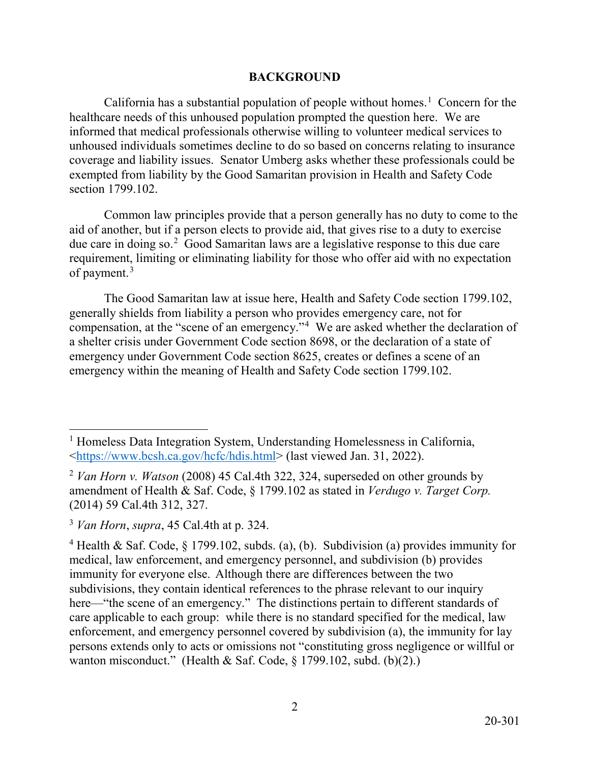## BACKGROUND

California has a substantial population of people without homes.[1] Concern for the healthcare needs of this unhoused population prompted the question here. We are informed that medical professionals otherwise willing to volunteer medical services to unhoused individuals sometimes decline to do so based on concerns relating to insurance coverage and liability issues. Senator Umberg asks whether these professionals could be exempted from liability by the Good Samaritan provision in Health and Safety Code section 1799.102.

Common law principles provide that a person generally has no duty to come to the aid of another, but if a person elects to provide aid, that gives rise to a duty to exercise due care in doing so.[2] Good Samaritan laws are a legislative response to this due care requirement, limiting or eliminating liability for those who offer aid with no expectation of payment.[3]

The Good Samaritan law at issue here, Health and Safety Code section 1799.102, generally shields from liability a person who provides emergency care, not for compensation, at the "scene of an emergency."[4] We are asked whether the declaration of a shelter crisis under Government Code section 8698, or the declaration of a state of emergency under Government Code section 8625, creates or defines a scene of an emergency within the meaning of Health and Safety Code section 1799.102.

---

[1] Homeless Data Integration System, Understanding Homelessness in California, <https://www.bcsh.ca.gov/hcfc/hdis.html> (last viewed Jan. 31, 2022).

[2] *Van Horn v. Watson* (2008) 45 Cal.4th 322, 324, superseded on other grounds by amendment of Health & Saf. Code, § 1799.102 as stated in *Verdugo v. Target Corp.* (2014) 59 Cal.4th 312, 327.

[3] *Van Horn*, *supra*, 45 Cal.4th at p. 324.

[4] Health & Saf. Code, § 1799.102, subds. (a), (b). Subdivision (a) provides immunity for medical, law enforcement, and emergency personnel, and subdivision (b) provides immunity for everyone else. Although there are differences between the two subdivisions, they contain identical references to the phrase relevant to our inquiry here—"the scene of an emergency." The distinctions pertain to different standards of care applicable to each group: while there is no standard specified for the medical, law enforcement, and emergency personnel covered by subdivision (a), the immunity for lay persons extends only to acts or omissions not "constituting gross negligence or willful or wanton misconduct." (Health & Saf. Code, § 1799.102, subd. (b)(2).)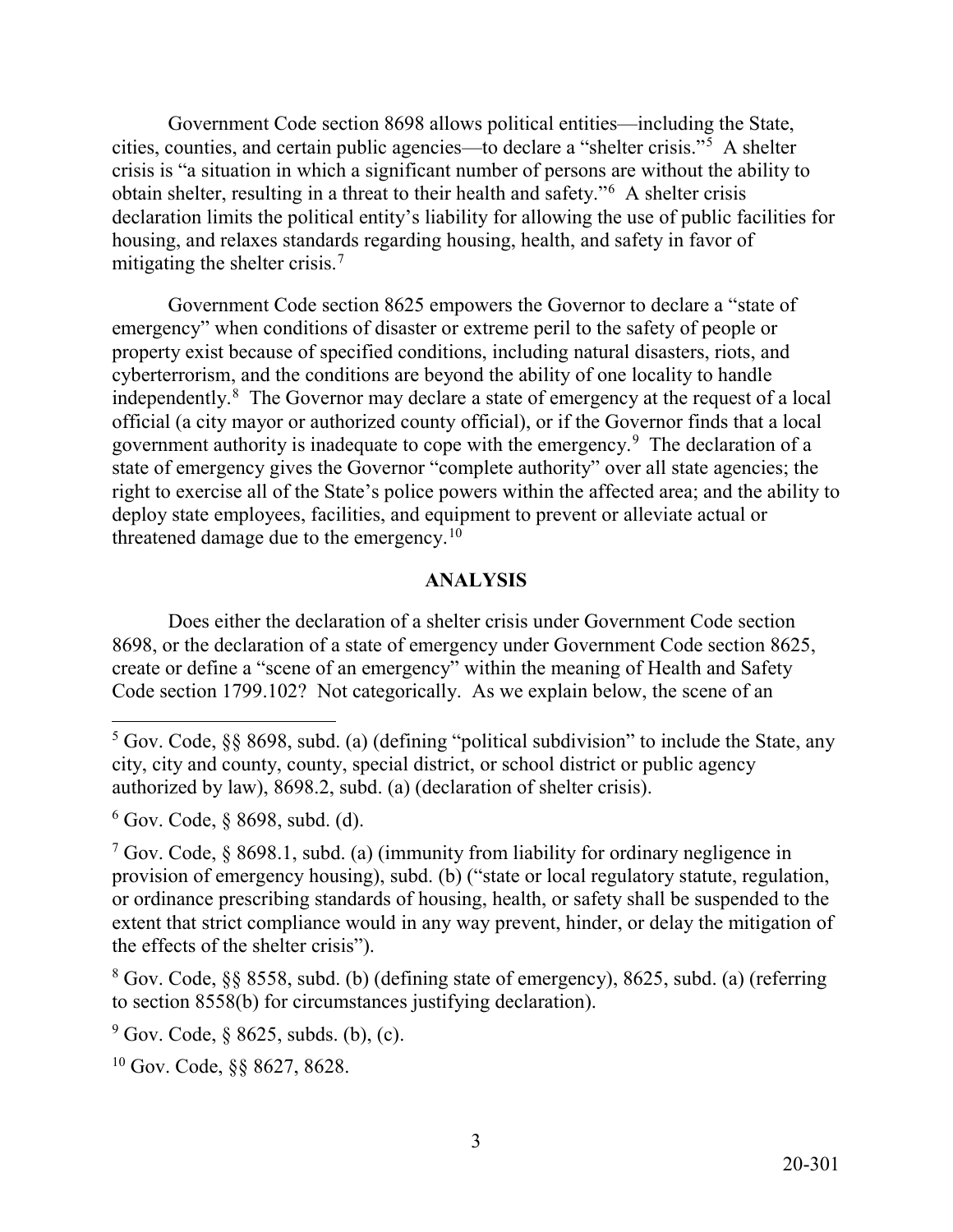Government Code section 8698 allows political entities—including the State, cities, counties, and certain public agencies—to declare a "shelter crisis."[5] A shelter crisis is "a situation in which a significant number of persons are without the ability to obtain shelter, resulting in a threat to their health and safety."[6] A shelter crisis declaration limits the political entity's liability for allowing the use of public facilities for housing, and relaxes standards regarding housing, health, and safety in favor of mitigating the shelter crisis.[7]

Government Code section 8625 empowers the Governor to declare a "state of emergency" when conditions of disaster or extreme peril to the safety of people or property exist because of specified conditions, including natural disasters, riots, and cyberterrorism, and the conditions are beyond the ability of one locality to handle independently.[8] The Governor may declare a state of emergency at the request of a local official (a city mayor or authorized county official), or if the Governor finds that a local government authority is inadequate to cope with the emergency.[9] The declaration of a state of emergency gives the Governor "complete authority" over all state agencies; the right to exercise all of the State's police powers within the affected area; and the ability to deploy state employees, facilities, and equipment to prevent or alleviate actual or threatened damage due to the emergency.[10]

## ANALYSIS

Does either the declaration of a shelter crisis under Government Code section 8698, or the declaration of a state of emergency under Government Code section 8625, create or define a "scene of an emergency" within the meaning of Health and Safety Code section 1799.102? Not categorically. As we explain below, the scene of an

---

[5] Gov. Code, §§ 8698, subd. (a) (defining "political subdivision" to include the State, any city, city and county, county, special district, or school district or public agency authorized by law), 8698.2, subd. (a) (declaration of shelter crisis).

[6] Gov. Code, § 8698, subd. (d).

[7] Gov. Code, § 8698.1, subd. (a) (immunity from liability for ordinary negligence in provision of emergency housing), subd. (b) ("state or local regulatory statute, regulation, or ordinance prescribing standards of housing, health, or safety shall be suspended to the extent that strict compliance would in any way prevent, hinder, or delay the mitigation of the effects of the shelter crisis").

[8] Gov. Code, §§ 8558, subd. (b) (defining state of emergency), 8625, subd. (a) (referring to section 8558(b) for circumstances justifying declaration).

[9] Gov. Code, § 8625, subds. (b), (c).

[10] Gov. Code, §§ 8627, 8628.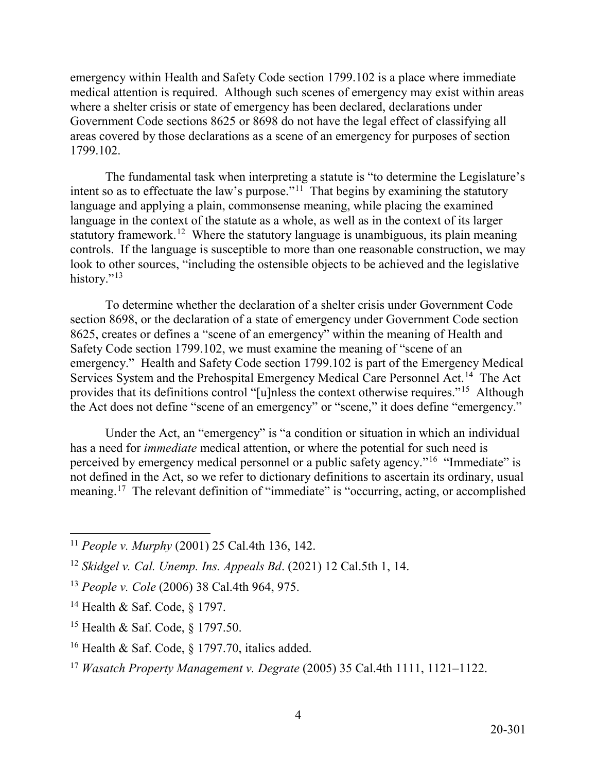emergency within Health and Safety Code section 1799.102 is a place where immediate medical attention is required. Although such scenes of emergency may exist within areas where a shelter crisis or state of emergency has been declared, declarations under Government Code sections 8625 or 8698 do not have the legal effect of classifying all areas covered by those declarations as a scene of an emergency for purposes of section 1799.102.

The fundamental task when interpreting a statute is "to determine the Legislature's intent so as to effectuate the law's purpose."[11] That begins by examining the statutory language and applying a plain, commonsense meaning, while placing the examined language in the context of the statute as a whole, as well as in the context of its larger statutory framework.[12] Where the statutory language is unambiguous, its plain meaning controls. If the language is susceptible to more than one reasonable construction, we may look to other sources, "including the ostensible objects to be achieved and the legislative history."[13]

To determine whether the declaration of a shelter crisis under Government Code section 8698, or the declaration of a state of emergency under Government Code section 8625, creates or defines a "scene of an emergency" within the meaning of Health and Safety Code section 1799.102, we must examine the meaning of "scene of an emergency." Health and Safety Code section 1799.102 is part of the Emergency Medical Services System and the Prehospital Emergency Medical Care Personnel Act.[14] The Act provides that its definitions control "[u]nless the context otherwise requires."[15] Although the Act does not define "scene of an emergency" or "scene," it does define "emergency."

Under the Act, an "emergency" is "a condition or situation in which an individual has a need for *immediate* medical attention, or where the potential for such need is perceived by emergency medical personnel or a public safety agency."[16] "Immediate" is not defined in the Act, so we refer to dictionary definitions to ascertain its ordinary, usual meaning.[17] The relevant definition of "immediate" is "occurring, acting, or accomplished

---

[11] *People v. Murphy* (2001) 25 Cal.4th 136, 142.

[12] *Skidgel v. Cal. Unemp. Ins. Appeals Bd*. (2021) 12 Cal.5th 1, 14.

[13] *People v. Cole* (2006) 38 Cal.4th 964, 975.

[14] Health & Saf. Code, § 1797.

[15] Health & Saf. Code, § 1797.50.

[16] Health & Saf. Code, § 1797.70, italics added.

[17] *Wasatch Property Management v. Degrate* (2005) 35 Cal.4th 1111, 1121–1122.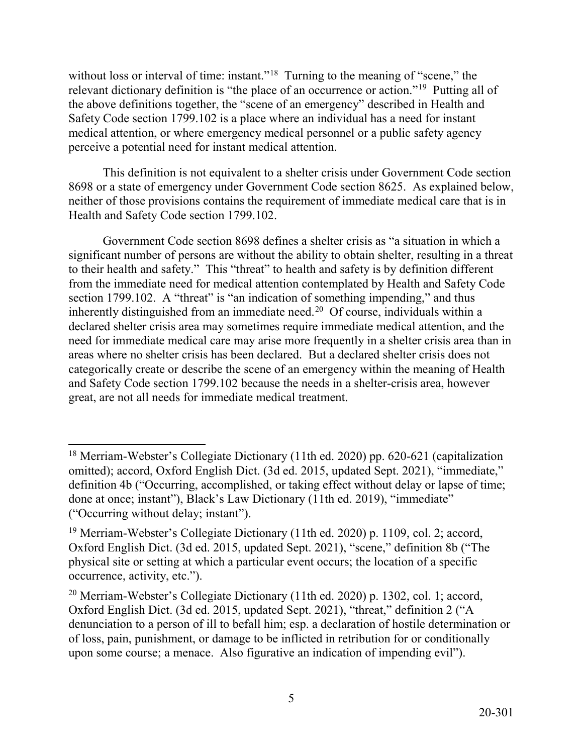without loss or interval of time: instant."[18] Turning to the meaning of "scene," the relevant dictionary definition is "the place of an occurrence or action."[19] Putting all of the above definitions together, the "scene of an emergency" described in Health and Safety Code section 1799.102 is a place where an individual has a need for instant medical attention, or where emergency medical personnel or a public safety agency perceive a potential need for instant medical attention.

This definition is not equivalent to a shelter crisis under Government Code section 8698 or a state of emergency under Government Code section 8625. As explained below, neither of those provisions contains the requirement of immediate medical care that is in Health and Safety Code section 1799.102.

Government Code section 8698 defines a shelter crisis as "a situation in which a significant number of persons are without the ability to obtain shelter, resulting in a threat to their health and safety." This "threat" to health and safety is by definition different from the immediate need for medical attention contemplated by Health and Safety Code section 1799.102. A "threat" is "an indication of something impending," and thus inherently distinguished from an immediate need.[20] Of course, individuals within a declared shelter crisis area may sometimes require immediate medical attention, and the need for immediate medical care may arise more frequently in a shelter crisis area than in areas where no shelter crisis has been declared. But a declared shelter crisis does not categorically create or describe the scene of an emergency within the meaning of Health and Safety Code section 1799.102 because the needs in a shelter-crisis area, however great, are not all needs for immediate medical treatment.

---

[18] Merriam-Webster's Collegiate Dictionary (11th ed. 2020) pp. 620-621 (capitalization omitted); accord, Oxford English Dict. (3d ed. 2015, updated Sept. 2021), "immediate," definition 4b ("Occurring, accomplished, or taking effect without delay or lapse of time; done at once; instant"), Black's Law Dictionary (11th ed. 2019), "immediate" ("Occurring without delay; instant").

[19] Merriam-Webster's Collegiate Dictionary (11th ed. 2020) p. 1109, col. 2; accord, Oxford English Dict. (3d ed. 2015, updated Sept. 2021), "scene," definition 8b ("The physical site or setting at which a particular event occurs; the location of a specific occurrence, activity, etc.").

[20] Merriam-Webster's Collegiate Dictionary (11th ed. 2020) p. 1302, col. 1; accord, Oxford English Dict. (3d ed. 2015, updated Sept. 2021), "threat," definition 2 ("A denunciation to a person of ill to befall him; esp. a declaration of hostile determination or of loss, pain, punishment, or damage to be inflicted in retribution for or conditionally upon some course; a menace. Also figurative an indication of impending evil").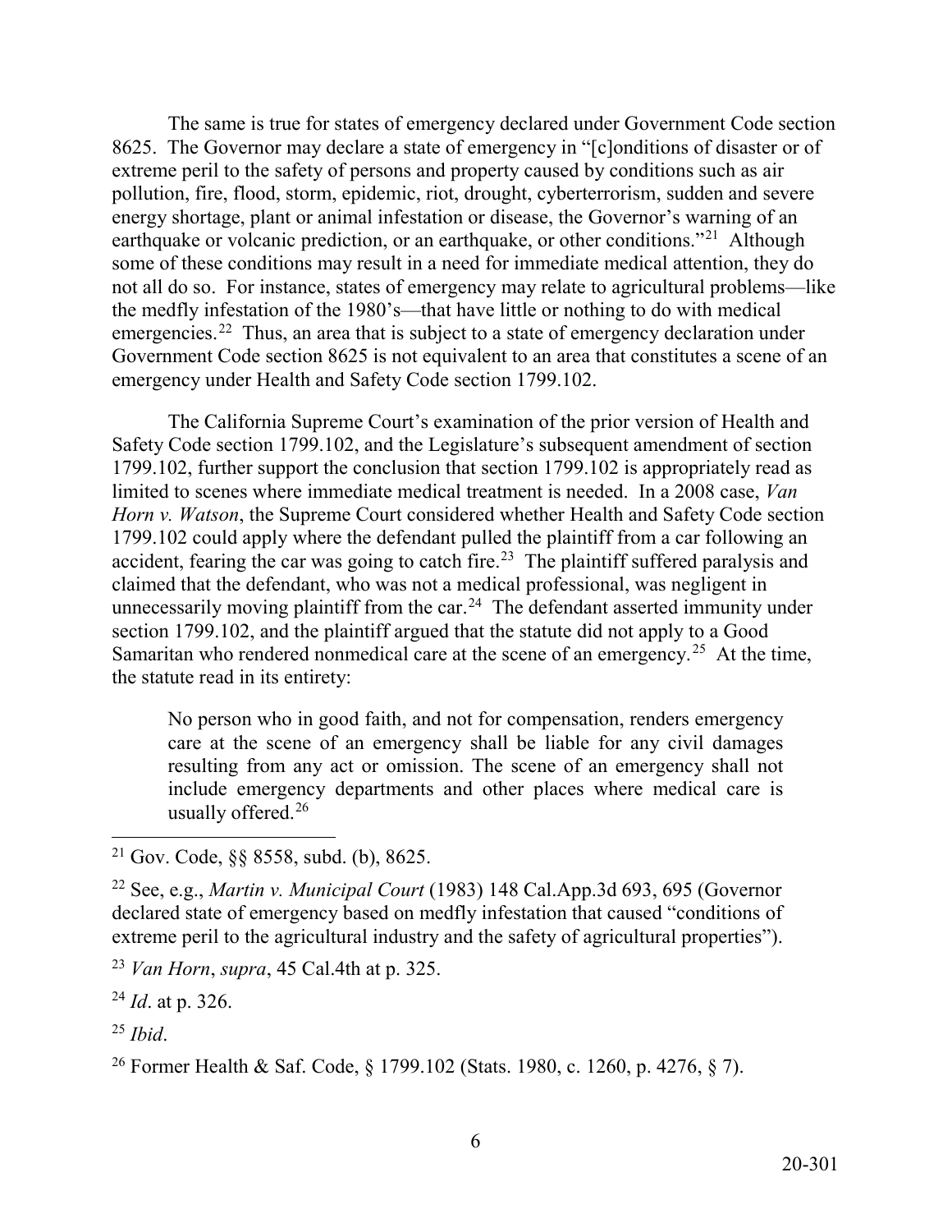The same is true for states of emergency declared under Government Code section 8625. The Governor may declare a state of emergency in "[c]onditions of disaster or of extreme peril to the safety of persons and property caused by conditions such as air pollution, fire, flood, storm, epidemic, riot, drought, cyberterrorism, sudden and severe energy shortage, plant or animal infestation or disease, the Governor's warning of an earthquake or volcanic prediction, or an earthquake, or other conditions."[21] Although some of these conditions may result in a need for immediate medical attention, they do not all do so. For instance, states of emergency may relate to agricultural problems—like the medfly infestation of the 1980's—that have little or nothing to do with medical emergencies.[22] Thus, an area that is subject to a state of emergency declaration under Government Code section 8625 is not equivalent to an area that constitutes a scene of an emergency under Health and Safety Code section 1799.102.

The California Supreme Court's examination of the prior version of Health and Safety Code section 1799.102, and the Legislature's subsequent amendment of section 1799.102, further support the conclusion that section 1799.102 is appropriately read as limited to scenes where immediate medical treatment is needed. In a 2008 case, *Van Horn v. Watson*, the Supreme Court considered whether Health and Safety Code section 1799.102 could apply where the defendant pulled the plaintiff from a car following an accident, fearing the car was going to catch fire.[23] The plaintiff suffered paralysis and claimed that the defendant, who was not a medical professional, was negligent in unnecessarily moving plaintiff from the car.[24] The defendant asserted immunity under section 1799.102, and the plaintiff argued that the statute did not apply to a Good Samaritan who rendered nonmedical care at the scene of an emergency.[25] At the time, the statute read in its entirety:

> No person who in good faith, and not for compensation, renders emergency care at the scene of an emergency shall be liable for any civil damages resulting from any act or omission. The scene of an emergency shall not include emergency departments and other places where medical care is usually offered.[26]

---

[21] Gov. Code, §§ 8558, subd. (b), 8625.

[22] See, e.g., *Martin v. Municipal Court* (1983) 148 Cal.App.3d 693, 695 (Governor declared state of emergency based on medfly infestation that caused "conditions of extreme peril to the agricultural industry and the safety of agricultural properties").

[23] *Van Horn*, *supra*, 45 Cal.4th at p. 325.

[24] *Id*. at p. 326.

[25] *Ibid*.

[26] Former Health & Saf. Code, § 1799.102 (Stats. 1980, c. 1260, p. 4276, § 7).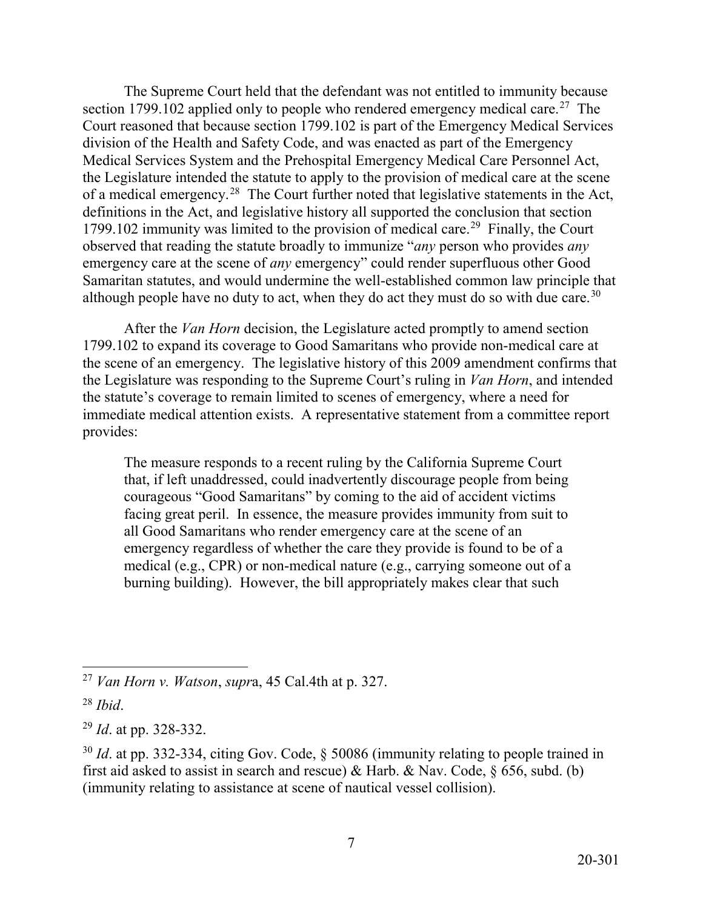The Supreme Court held that the defendant was not entitled to immunity because section 1799.102 applied only to people who rendered emergency medical care.[27] The Court reasoned that because section 1799.102 is part of the Emergency Medical Services division of the Health and Safety Code, and was enacted as part of the Emergency Medical Services System and the Prehospital Emergency Medical Care Personnel Act, the Legislature intended the statute to apply to the provision of medical care at the scene of a medical emergency.[28] The Court further noted that legislative statements in the Act, definitions in the Act, and legislative history all supported the conclusion that section 1799.102 immunity was limited to the provision of medical care.[29] Finally, the Court observed that reading the statute broadly to immunize "*any* person who provides *any* emergency care at the scene of *any* emergency" could render superfluous other Good Samaritan statutes, and would undermine the well-established common law principle that although people have no duty to act, when they do act they must do so with due care.[30]

After the *Van Horn* decision, the Legislature acted promptly to amend section 1799.102 to expand its coverage to Good Samaritans who provide non-medical care at the scene of an emergency. The legislative history of this 2009 amendment confirms that the Legislature was responding to the Supreme Court's ruling in *Van Horn*, and intended the statute's coverage to remain limited to scenes of emergency, where a need for immediate medical attention exists. A representative statement from a committee report provides:

> The measure responds to a recent ruling by the California Supreme Court that, if left unaddressed, could inadvertently discourage people from being courageous "Good Samaritans" by coming to the aid of accident victims facing great peril. In essence, the measure provides immunity from suit to all Good Samaritans who render emergency care at the scene of an emergency regardless of whether the care they provide is found to be of a medical (e.g., CPR) or non-medical nature (e.g., carrying someone out of a burning building). However, the bill appropriately makes clear that such

---

[27] *Van Horn v. Watson*, *supr*a, 45 Cal.4th at p. 327.

[28] *Ibid*.

[29] *Id*. at pp. 328-332.

[30] *Id*. at pp. 332-334, citing Gov. Code, § 50086 (immunity relating to people trained in first aid asked to assist in search and rescue) & Harb. & Nav. Code, § 656, subd. (b) (immunity relating to assistance at scene of nautical vessel collision).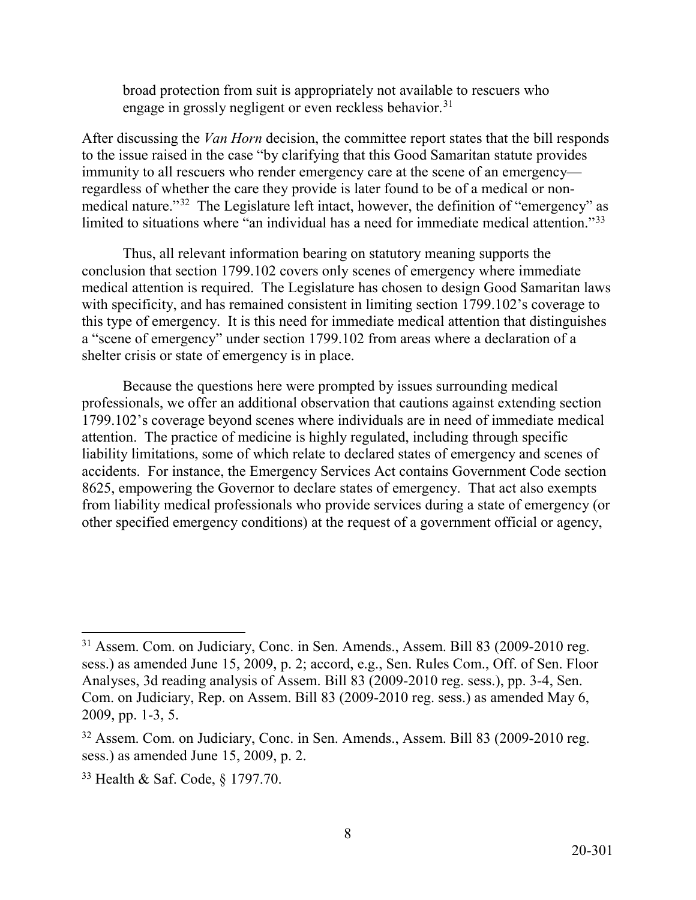broad protection from suit is appropriately not available to rescuers who engage in grossly negligent or even reckless behavior.[31]

After discussing the *Van Horn* decision, the committee report states that the bill responds to the issue raised in the case "by clarifying that this Good Samaritan statute provides immunity to all rescuers who render emergency care at the scene of an emergency—regardless of whether the care they provide is later found to be of a medical or non-medical nature."[32] The Legislature left intact, however, the definition of "emergency" as limited to situations where "an individual has a need for immediate medical attention."[33]

Thus, all relevant information bearing on statutory meaning supports the conclusion that section 1799.102 covers only scenes of emergency where immediate medical attention is required. The Legislature has chosen to design Good Samaritan laws with specificity, and has remained consistent in limiting section 1799.102's coverage to this type of emergency. It is this need for immediate medical attention that distinguishes a "scene of emergency" under section 1799.102 from areas where a declaration of a shelter crisis or state of emergency is in place.

Because the questions here were prompted by issues surrounding medical professionals, we offer an additional observation that cautions against extending section 1799.102's coverage beyond scenes where individuals are in need of immediate medical attention. The practice of medicine is highly regulated, including through specific liability limitations, some of which relate to declared states of emergency and scenes of accidents. For instance, the Emergency Services Act contains Government Code section 8625, empowering the Governor to declare states of emergency. That act also exempts from liability medical professionals who provide services during a state of emergency (or other specified emergency conditions) at the request of a government official or agency,

---

[31] Assem. Com. on Judiciary, Conc. in Sen. Amends., Assem. Bill 83 (2009-2010 reg. sess.) as amended June 15, 2009, p. 2; accord, e.g., Sen. Rules Com., Off. of Sen. Floor Analyses, 3d reading analysis of Assem. Bill 83 (2009-2010 reg. sess.), pp. 3-4, Sen. Com. on Judiciary, Rep. on Assem. Bill 83 (2009-2010 reg. sess.) as amended May 6, 2009, pp. 1-3, 5.

[32] Assem. Com. on Judiciary, Conc. in Sen. Amends., Assem. Bill 83 (2009-2010 reg. sess.) as amended June 15, 2009, p. 2.

[33] Health & Saf. Code, § 1797.70.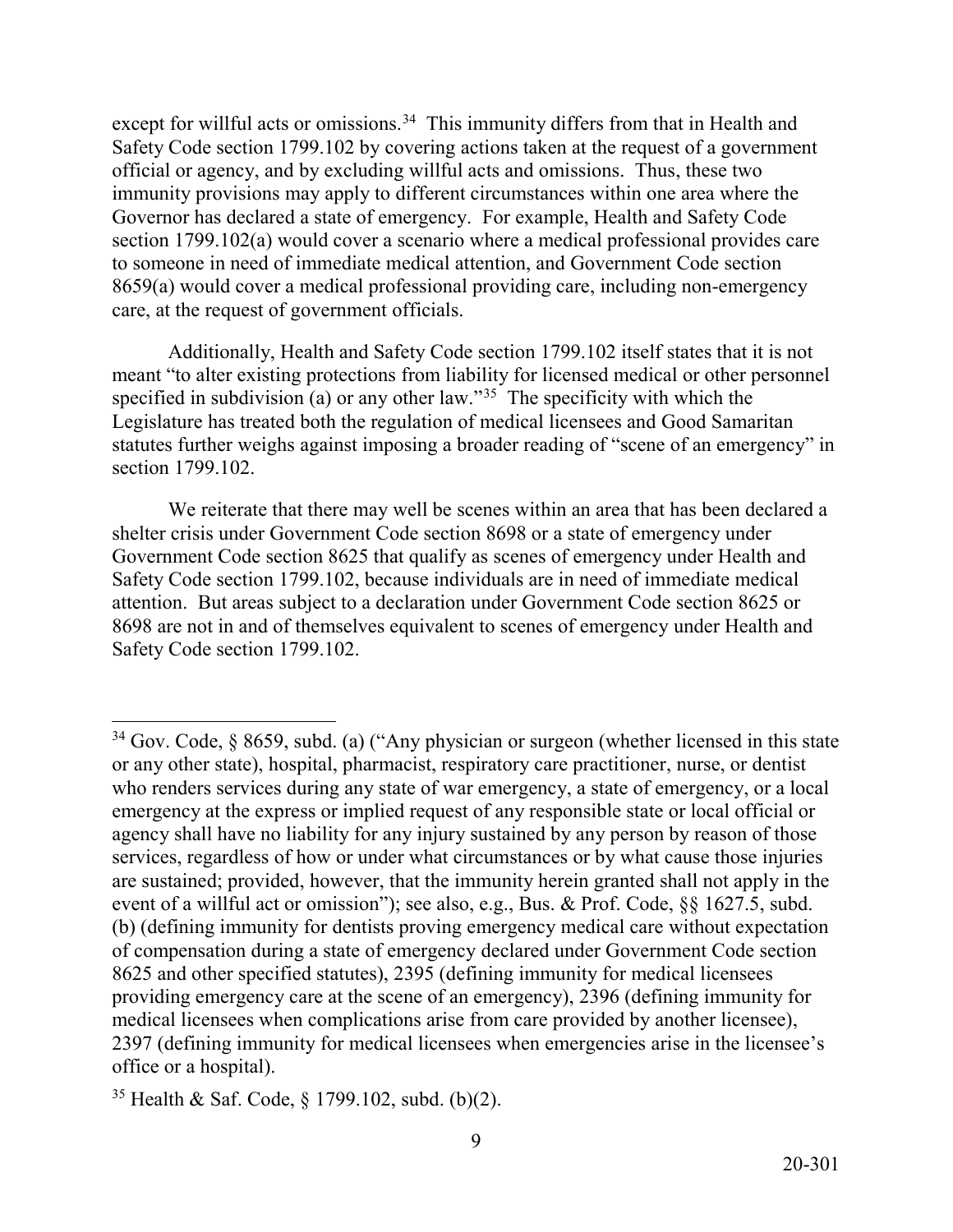except for willful acts or omissions.[34] This immunity differs from that in Health and Safety Code section 1799.102 by covering actions taken at the request of a government official or agency, and by excluding willful acts and omissions. Thus, these two immunity provisions may apply to different circumstances within one area where the Governor has declared a state of emergency. For example, Health and Safety Code section 1799.102(a) would cover a scenario where a medical professional provides care to someone in need of immediate medical attention, and Government Code section 8659(a) would cover a medical professional providing care, including non-emergency care, at the request of government officials.

Additionally, Health and Safety Code section 1799.102 itself states that it is not meant "to alter existing protections from liability for licensed medical or other personnel specified in subdivision (a) or any other law."[35] The specificity with which the Legislature has treated both the regulation of medical licensees and Good Samaritan statutes further weighs against imposing a broader reading of "scene of an emergency" in section 1799.102.

We reiterate that there may well be scenes within an area that has been declared a shelter crisis under Government Code section 8698 or a state of emergency under Government Code section 8625 that qualify as scenes of emergency under Health and Safety Code section 1799.102, because individuals are in need of immediate medical attention. But areas subject to a declaration under Government Code section 8625 or 8698 are not in and of themselves equivalent to scenes of emergency under Health and Safety Code section 1799.102.

---

[34] Gov. Code, § 8659, subd. (a) ("Any physician or surgeon (whether licensed in this state or any other state), hospital, pharmacist, respiratory care practitioner, nurse, or dentist who renders services during any state of war emergency, a state of emergency, or a local emergency at the express or implied request of any responsible state or local official or agency shall have no liability for any injury sustained by any person by reason of those services, regardless of how or under what circumstances or by what cause those injuries are sustained; provided, however, that the immunity herein granted shall not apply in the event of a willful act or omission"); see also, e.g., Bus. & Prof. Code, §§ 1627.5, subd. (b) (defining immunity for dentists proving emergency medical care without expectation of compensation during a state of emergency declared under Government Code section 8625 and other specified statutes), 2395 (defining immunity for medical licensees providing emergency care at the scene of an emergency), 2396 (defining immunity for medical licensees when complications arise from care provided by another licensee), 2397 (defining immunity for medical licensees when emergencies arise in the licensee's office or a hospital).

[35] Health & Saf. Code, § 1799.102, subd. (b)(2).

20-301